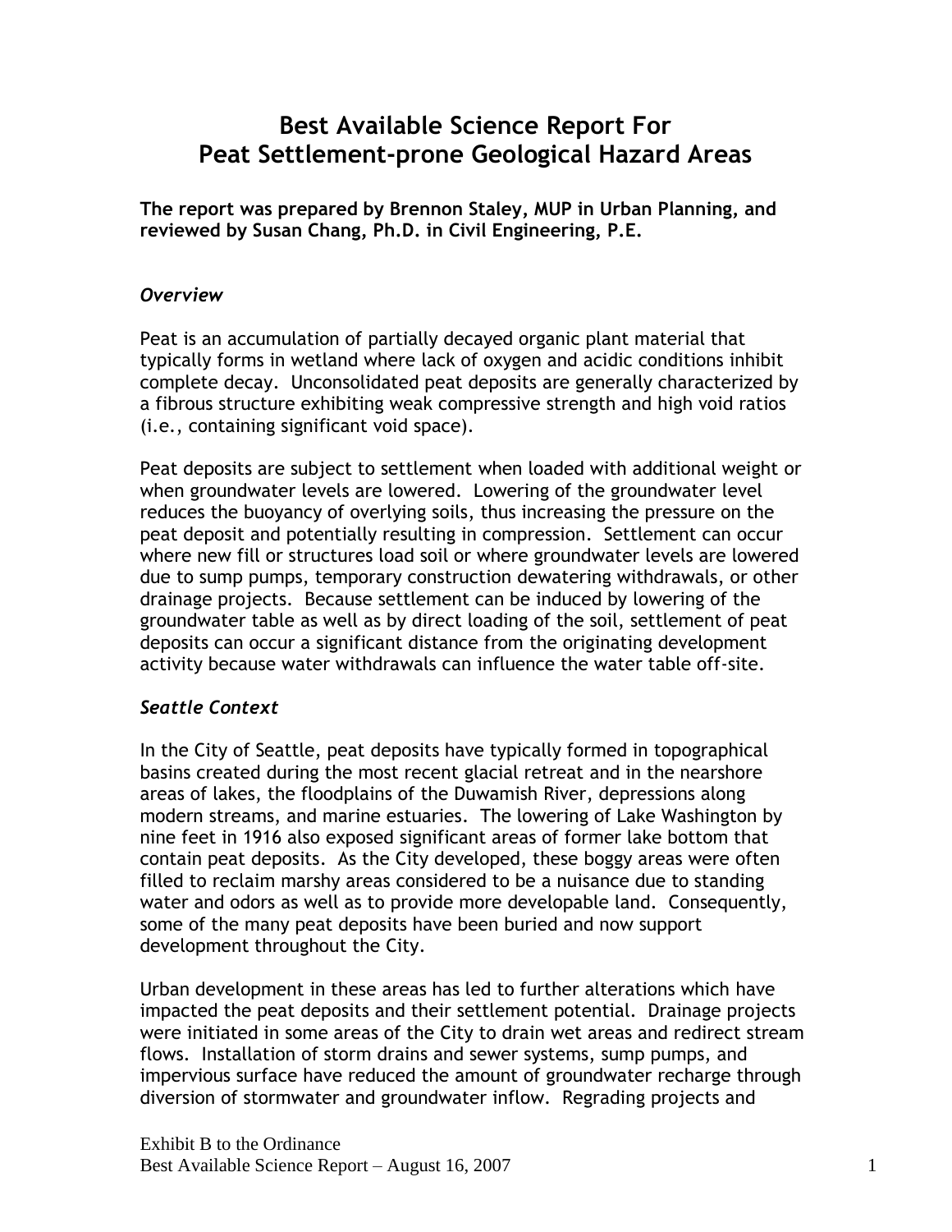# Best Available Science Report For Peat Settlement-prone Geological Hazard Areas

**The report was prepared by Brennon Staley, MUP in Urban Planning, and reviewed by Susan Chang, Ph.D. in Civil Engineering, P.E.**

## *Overview*

Peat is an accumulation of partially decayed organic plant material that typically forms in wetland where lack of oxygen and acidic conditions inhibit complete decay. Unconsolidated peat deposits are generally characterized by a fibrous structure exhibiting weak compressive strength and high void ratios (i.e., containing significant void space).

Peat deposits are subject to settlement when loaded with additional weight or when groundwater levels are lowered. Lowering of the groundwater level reduces the buoyancy of overlying soils, thus increasing the pressure on the peat deposit and potentially resulting in compression. Settlement can occur where new fill or structures load soil or where groundwater levels are lowered due to sump pumps, temporary construction dewatering withdrawals, or other drainage projects. Because settlement can be induced by lowering of the groundwater table as well as by direct loading of the soil, settlement of peat deposits can occur a significant distance from the originating development activity because water withdrawals can influence the water table off-site.

## *Seattle Context*

In the City of Seattle, peat deposits have typically formed in topographical basins created during the most recent glacial retreat and in the nearshore areas of lakes, the floodplains of the Duwamish River, depressions along modern streams, and marine estuaries. The lowering of Lake Washington by nine feet in 1916 also exposed significant areas of former lake bottom that contain peat deposits. As the City developed, these boggy areas were often filled to reclaim marshy areas considered to be a nuisance due to standing water and odors as well as to provide more developable land. Consequently, some of the many peat deposits have been buried and now support development throughout the City.

Urban development in these areas has led to further alterations which have impacted the peat deposits and their settlement potential. Drainage projects were initiated in some areas of the City to drain wet areas and redirect stream flows. Installation of storm drains and sewer systems, sump pumps, and impervious surface have reduced the amount of groundwater recharge through diversion of stormwater and groundwater inflow. Regrading projects and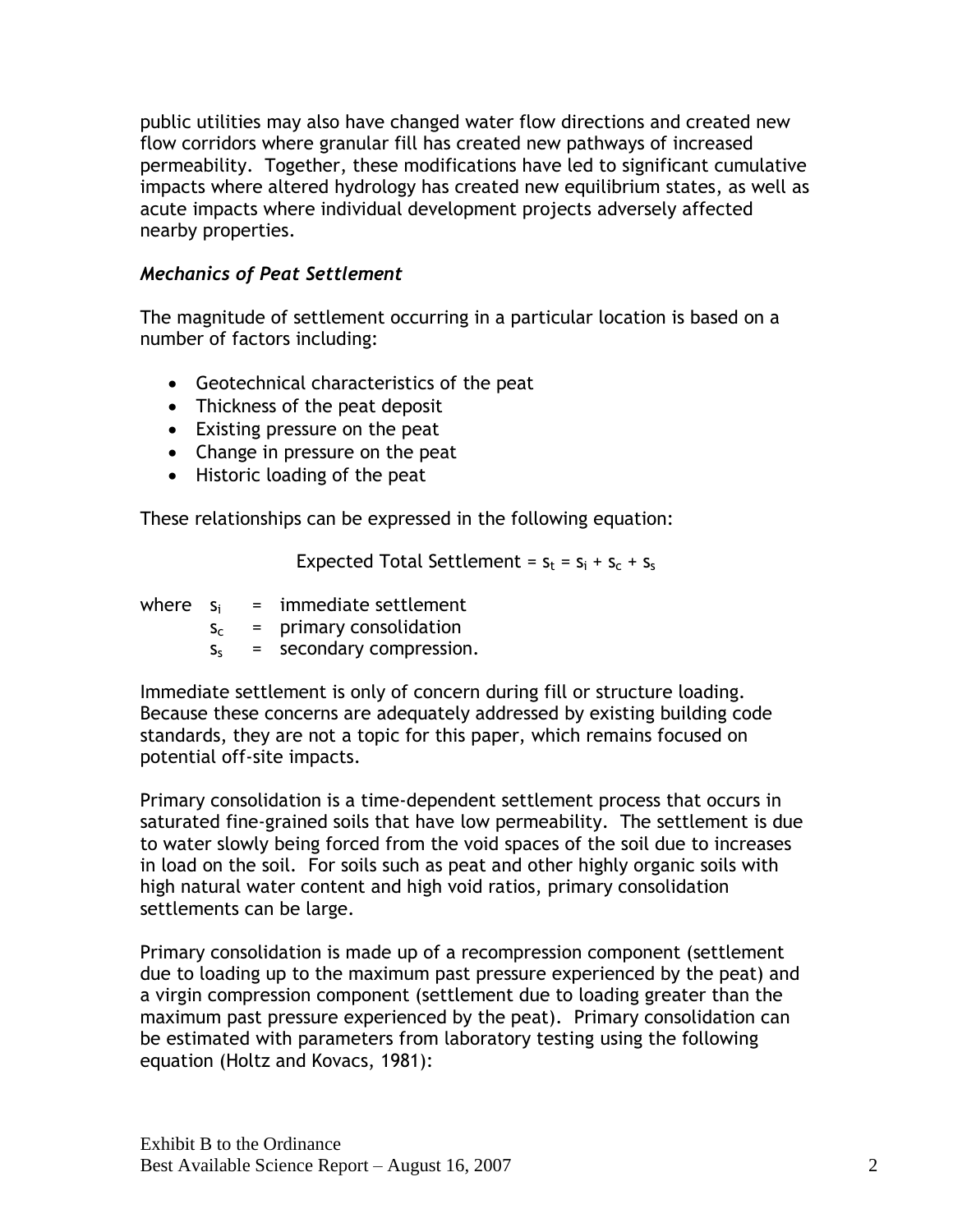public utilities may also have changed water flow directions and created new flow corridors where granular fill has created new pathways of increased permeability. Together, these modifications have led to significant cumulative impacts where altered hydrology has created new equilibrium states, as well as acute impacts where individual development projects adversely affected nearby properties.

### *Mechanics of Peat Settlement*

The magnitude of settlement occurring in a particular location is based on a number of factors including:

- Geotechnical characteristics of the peat
- Thickness of the peat deposit
- Existing pressure on the peat
- Change in pressure on the peat
- Historic loading of the peat

These relationships can be expressed in the following equation:

$$\text{Expected Total Settlement} = s_t = s_i + s_c + s_s$$

where $s_i$ = immediate settlement
$s_c$ = primary consolidation
$s_s$ = secondary compression.

Immediate settlement is only of concern during fill or structure loading. Because these concerns are adequately addressed by existing building code standards, they are not a topic for this paper, which remains focused on potential off-site impacts.

Primary consolidation is a time-dependent settlement process that occurs in saturated fine-grained soils that have low permeability. The settlement is due to water slowly being forced from the void spaces of the soil due to increases in load on the soil. For soils such as peat and other highly organic soils with high natural water content and high void ratios, primary consolidation settlements can be large.

Primary consolidation is made up of a recompression component (settlement due to loading up to the maximum past pressure experienced by the peat) and a virgin compression component (settlement due to loading greater than the maximum past pressure experienced by the peat). Primary consolidation can be estimated with parameters from laboratory testing using the following equation (Holtz and Kovacs, 1981):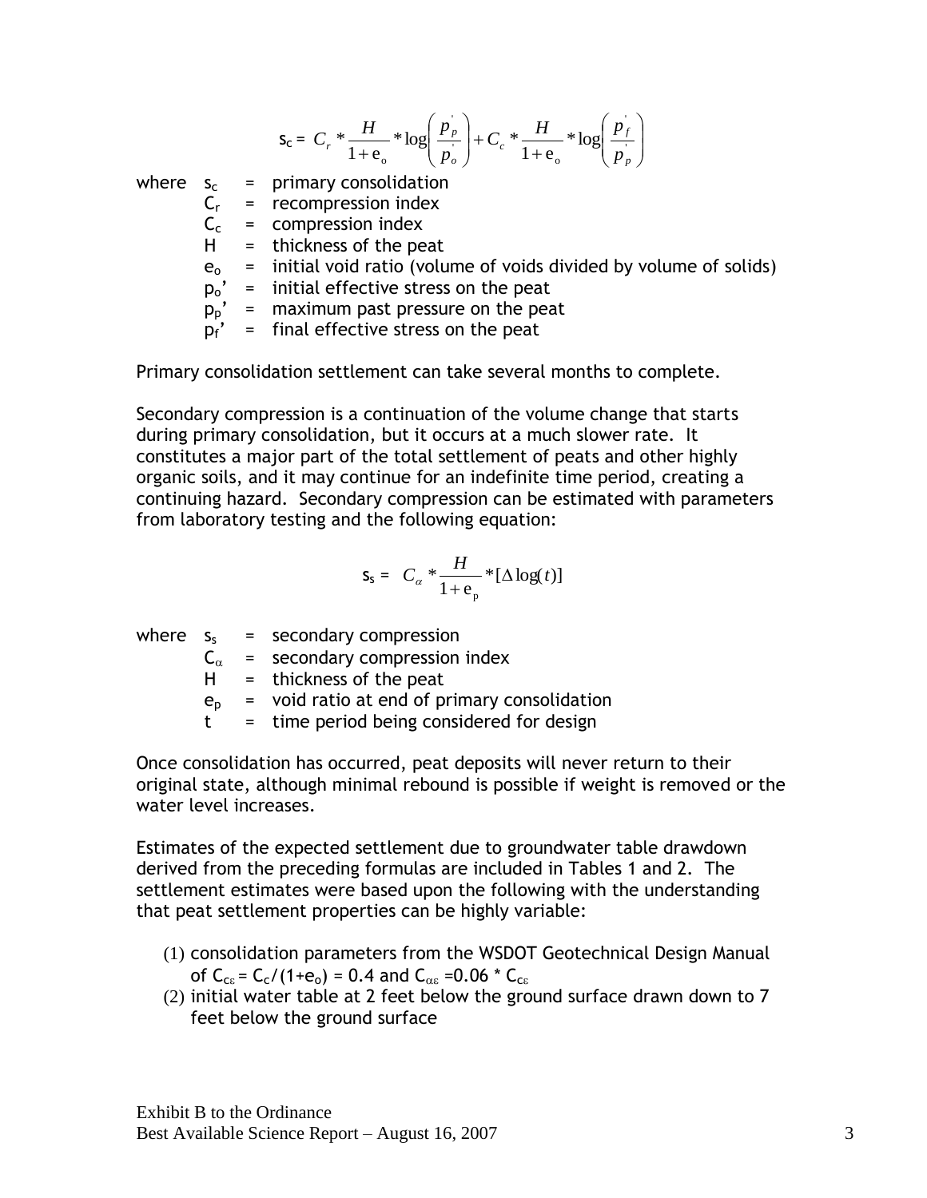$$s_c = C_r * \frac{H}{1+e_o} * \log\left(\frac{p_p'}{p_o'}\right) + C_c * \frac{H}{1+e_o} * \log\left(\frac{p_f'}{p_p'}\right)$$

where
- $s_c$ = primary consolidation
- $C_r$ = recompression index
- $C_c$ = compression index
- H = thickness of the peat
- $e_o$ = initial void ratio (volume of voids divided by volume of solids)
- $p_o'$ = initial effective stress on the peat
- $p_p'$ = maximum past pressure on the peat
- $p_f'$ = final effective stress on the peat

Primary consolidation settlement can take several months to complete.

Secondary compression is a continuation of the volume change that starts during primary consolidation, but it occurs at a much slower rate. It constitutes a major part of the total settlement of peats and other highly organic soils, and it may continue for an indefinite time period, creating a continuing hazard. Secondary compression can be estimated with parameters from laboratory testing and the following equation:

$$s_s = C_\alpha * \frac{H}{1+e_p} * [\Delta \log(t)]$$

where
- $s_s$ = secondary compression
- $C_\alpha$ = secondary compression index
- H = thickness of the peat
- $e_p$ = void ratio at end of primary consolidation
- t = time period being considered for design

Once consolidation has occurred, peat deposits will never return to their original state, although minimal rebound is possible if weight is removed or the water level increases.

Estimates of the expected settlement due to groundwater table drawdown derived from the preceding formulas are included in Tables 1 and 2. The settlement estimates were based upon the following with the understanding that peat settlement properties can be highly variable:

(1) consolidation parameters from the WSDOT Geotechnical Design Manual of $C_{c\varepsilon} = C_c/(1+e_o) = 0.4$ and $C_{\alpha\varepsilon} = 0.06 * C_{c\varepsilon}$
(2) initial water table at 2 feet below the ground surface drawn down to 7 feet below the ground surface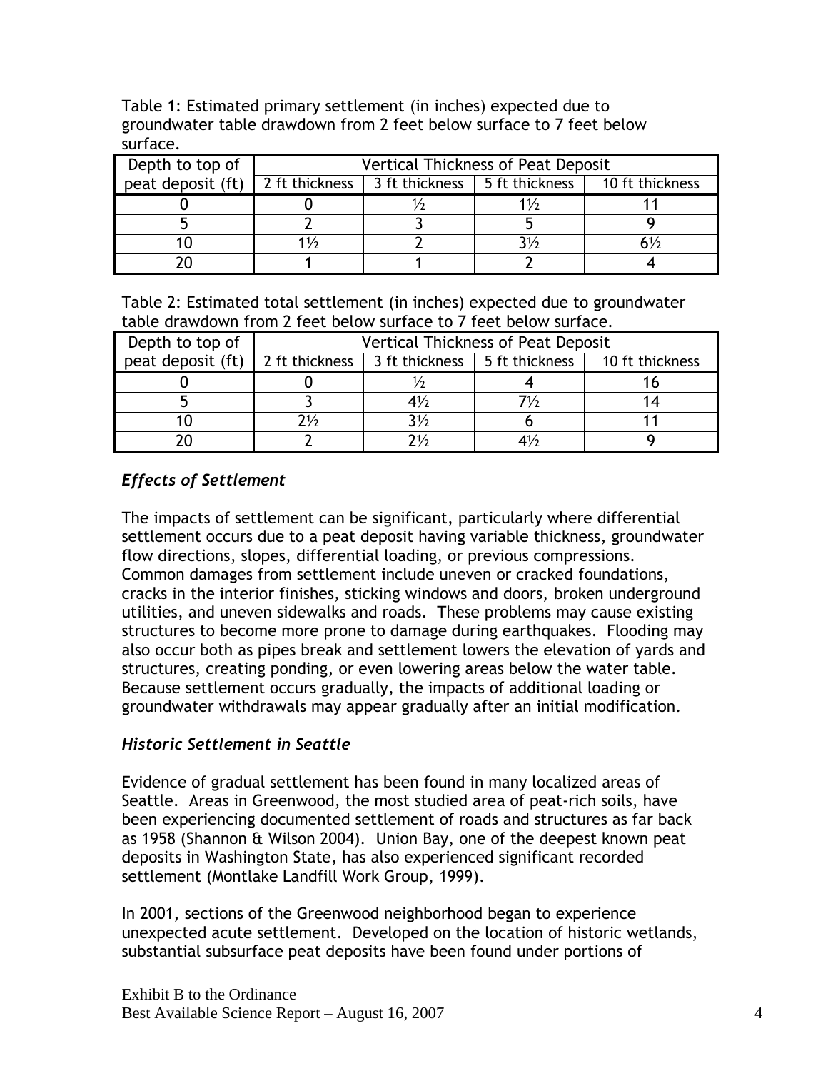Table 1: Estimated primary settlement (in inches) expected due to groundwater table drawdown from 2 feet below surface to 7 feet below surface.

| Depth to top of peat deposit (ft) | Vertical Thickness of Peat Deposit | | | |
|---|---|---|---|---|
| | 2 ft thickness | 3 ft thickness | 5 ft thickness | 10 ft thickness |
| 0 | 0 | ½ | 1½ | 11 |
| 5 | 2 | 3 | 5 | 9 |
| 10 | 1½ | 2 | 3½ | 6½ |
| 20 | 1 | 1 | 2 | 4 |

Table 2: Estimated total settlement (in inches) expected due to groundwater table drawdown from 2 feet below surface to 7 feet below surface.

| Depth to top of peat deposit (ft) | Vertical Thickness of Peat Deposit | | | |
|---|---|---|---|---|
| | 2 ft thickness | 3 ft thickness | 5 ft thickness | 10 ft thickness |
| 0 | 0 | ½ | 4 | 16 |
| 5 | 3 | 4½ | 7½ | 14 |
| 10 | 2½ | 3½ | 6 | 11 |
| 20 | 2 | 2½ | 4½ | 9 |

### *Effects of Settlement*

The impacts of settlement can be significant, particularly where differential settlement occurs due to a peat deposit having variable thickness, groundwater flow directions, slopes, differential loading, or previous compressions. Common damages from settlement include uneven or cracked foundations, cracks in the interior finishes, sticking windows and doors, broken underground utilities, and uneven sidewalks and roads. These problems may cause existing structures to become more prone to damage during earthquakes. Flooding may also occur both as pipes break and settlement lowers the elevation of yards and structures, creating ponding, or even lowering areas below the water table. Because settlement occurs gradually, the impacts of additional loading or groundwater withdrawals may appear gradually after an initial modification.

### *Historic Settlement in Seattle*

Evidence of gradual settlement has been found in many localized areas of Seattle. Areas in Greenwood, the most studied area of peat-rich soils, have been experiencing documented settlement of roads and structures as far back as 1958 (Shannon & Wilson 2004). Union Bay, one of the deepest known peat deposits in Washington State, has also experienced significant recorded settlement (Montlake Landfill Work Group, 1999).

In 2001, sections of the Greenwood neighborhood began to experience unexpected acute settlement. Developed on the location of historic wetlands, substantial subsurface peat deposits have been found under portions of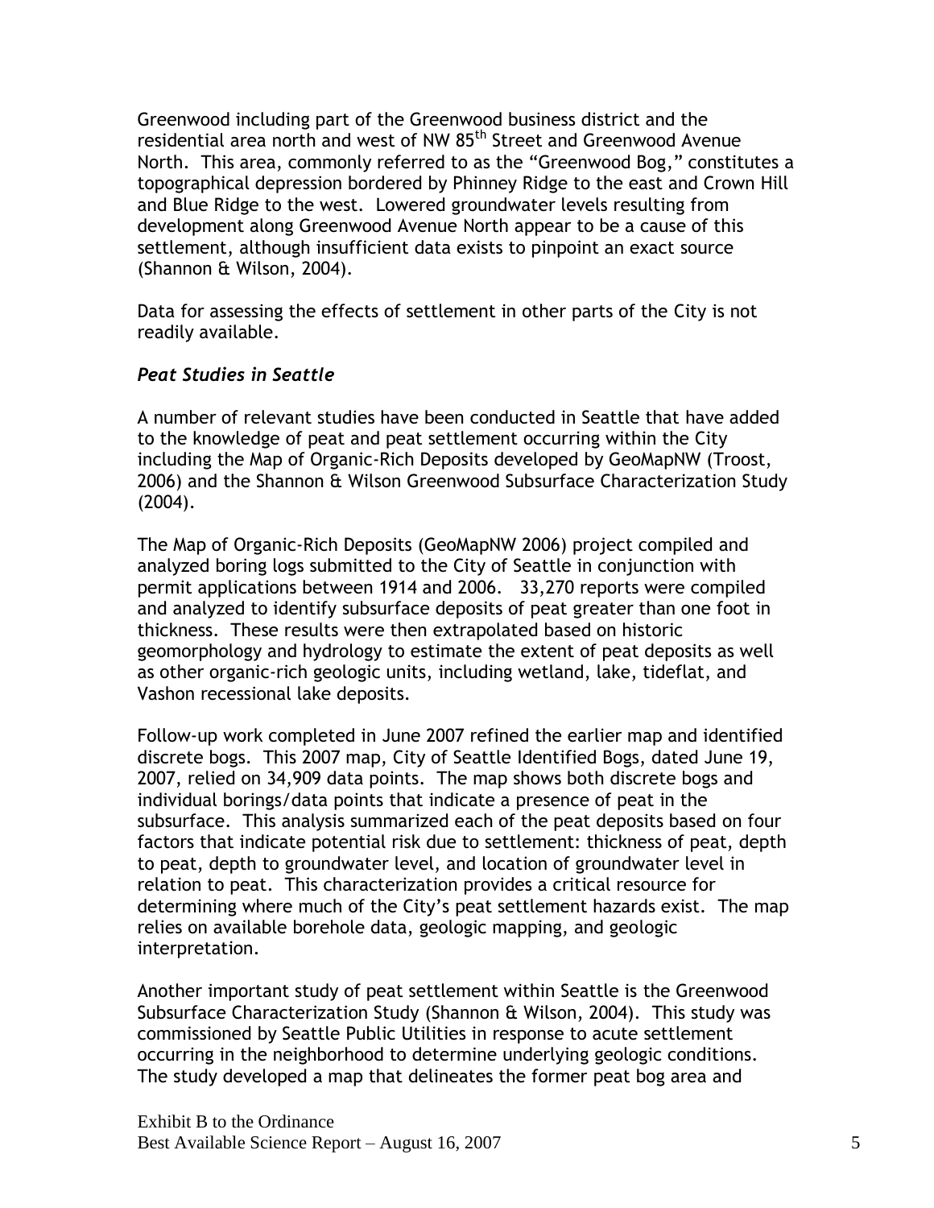Greenwood including part of the Greenwood business district and the residential area north and west of NW 85th Street and Greenwood Avenue North. This area, commonly referred to as the "Greenwood Bog," constitutes a topographical depression bordered by Phinney Ridge to the east and Crown Hill and Blue Ridge to the west. Lowered groundwater levels resulting from development along Greenwood Avenue North appear to be a cause of this settlement, although insufficient data exists to pinpoint an exact source (Shannon & Wilson, 2004).

Data for assessing the effects of settlement in other parts of the City is not readily available.

### *Peat Studies in Seattle*

A number of relevant studies have been conducted in Seattle that have added to the knowledge of peat and peat settlement occurring within the City including the Map of Organic-Rich Deposits developed by GeoMapNW (Troost, 2006) and the Shannon & Wilson Greenwood Subsurface Characterization Study (2004).

The Map of Organic-Rich Deposits (GeoMapNW 2006) project compiled and analyzed boring logs submitted to the City of Seattle in conjunction with permit applications between 1914 and 2006. 33,270 reports were compiled and analyzed to identify subsurface deposits of peat greater than one foot in thickness. These results were then extrapolated based on historic geomorphology and hydrology to estimate the extent of peat deposits as well as other organic-rich geologic units, including wetland, lake, tideflat, and Vashon recessional lake deposits.

Follow-up work completed in June 2007 refined the earlier map and identified discrete bogs. This 2007 map, City of Seattle Identified Bogs, dated June 19, 2007, relied on 34,909 data points. The map shows both discrete bogs and individual borings/data points that indicate a presence of peat in the subsurface. This analysis summarized each of the peat deposits based on four factors that indicate potential risk due to settlement: thickness of peat, depth to peat, depth to groundwater level, and location of groundwater level in relation to peat. This characterization provides a critical resource for determining where much of the City's peat settlement hazards exist. The map relies on available borehole data, geologic mapping, and geologic interpretation.

Another important study of peat settlement within Seattle is the Greenwood Subsurface Characterization Study (Shannon & Wilson, 2004). This study was commissioned by Seattle Public Utilities in response to acute settlement occurring in the neighborhood to determine underlying geologic conditions. The study developed a map that delineates the former peat bog area and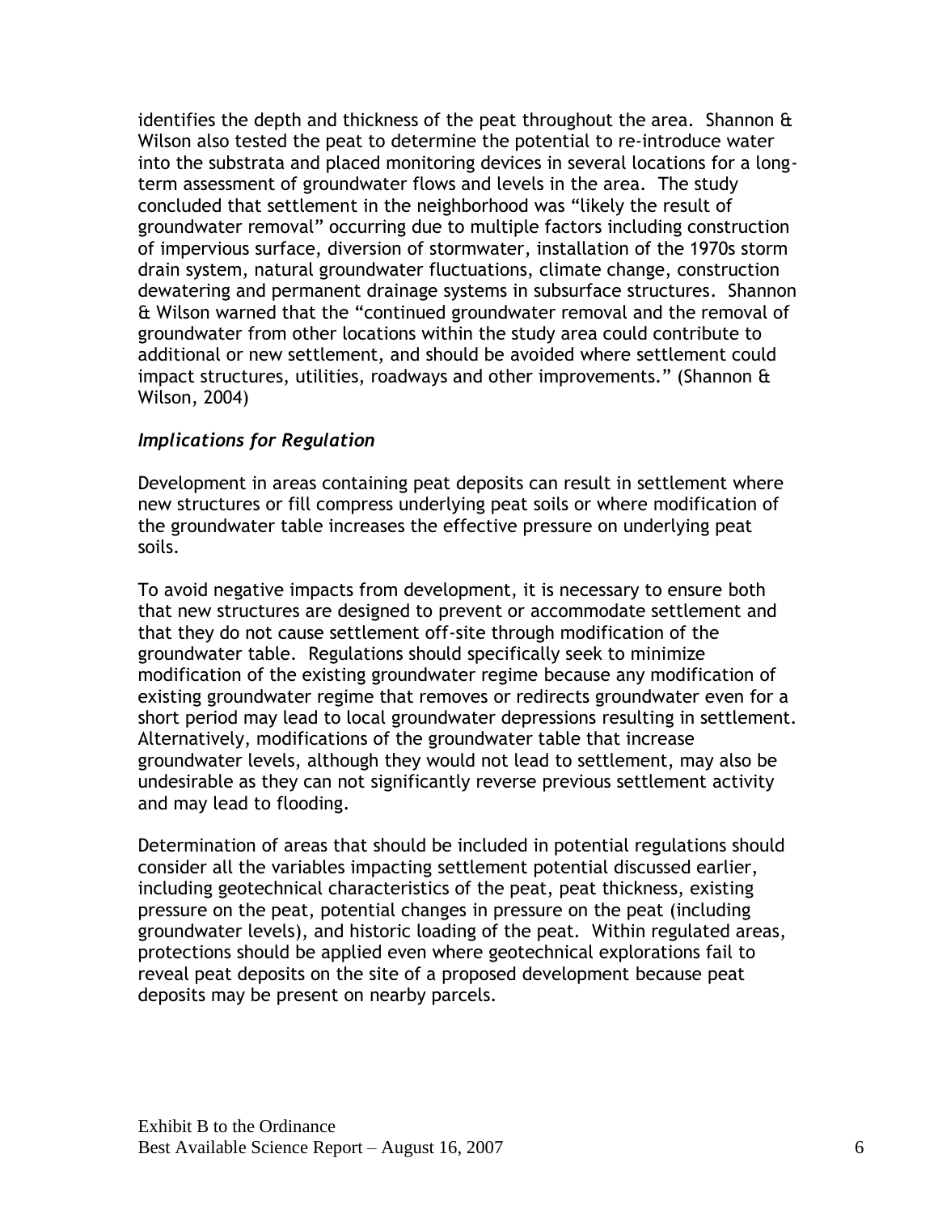identifies the depth and thickness of the peat throughout the area. Shannon & Wilson also tested the peat to determine the potential to re-introduce water into the substrata and placed monitoring devices in several locations for a long-term assessment of groundwater flows and levels in the area. The study concluded that settlement in the neighborhood was "likely the result of groundwater removal" occurring due to multiple factors including construction of impervious surface, diversion of stormwater, installation of the 1970s storm drain system, natural groundwater fluctuations, climate change, construction dewatering and permanent drainage systems in subsurface structures. Shannon & Wilson warned that the "continued groundwater removal and the removal of groundwater from other locations within the study area could contribute to additional or new settlement, and should be avoided where settlement could impact structures, utilities, roadways and other improvements." (Shannon & Wilson, 2004)

### *Implications for Regulation*

Development in areas containing peat deposits can result in settlement where new structures or fill compress underlying peat soils or where modification of the groundwater table increases the effective pressure on underlying peat soils.

To avoid negative impacts from development, it is necessary to ensure both that new structures are designed to prevent or accommodate settlement and that they do not cause settlement off-site through modification of the groundwater table. Regulations should specifically seek to minimize modification of the existing groundwater regime because any modification of existing groundwater regime that removes or redirects groundwater even for a short period may lead to local groundwater depressions resulting in settlement. Alternatively, modifications of the groundwater table that increase groundwater levels, although they would not lead to settlement, may also be undesirable as they can not significantly reverse previous settlement activity and may lead to flooding.

Determination of areas that should be included in potential regulations should consider all the variables impacting settlement potential discussed earlier, including geotechnical characteristics of the peat, peat thickness, existing pressure on the peat, potential changes in pressure on the peat (including groundwater levels), and historic loading of the peat. Within regulated areas, protections should be applied even where geotechnical explorations fail to reveal peat deposits on the site of a proposed development because peat deposits may be present on nearby parcels.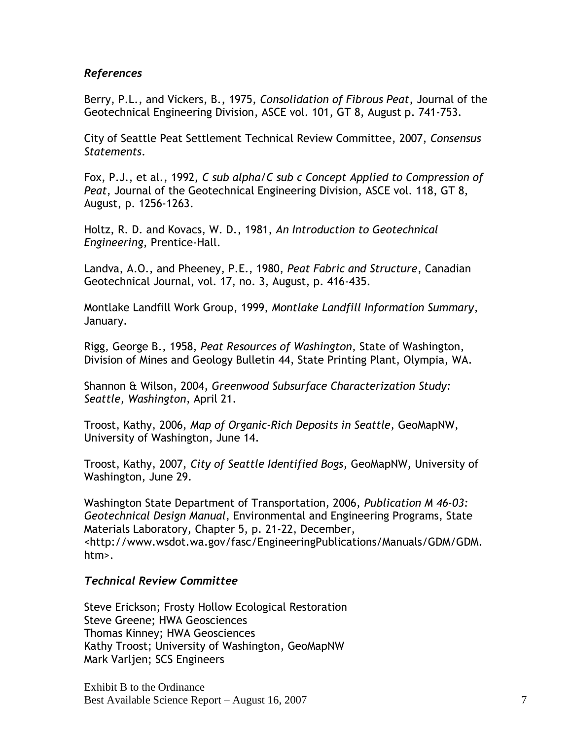### *References*

Berry, P.L., and Vickers, B., 1975, *Consolidation of Fibrous Peat*, Journal of the Geotechnical Engineering Division, ASCE vol. 101, GT 8, August p. 741-753.

City of Seattle Peat Settlement Technical Review Committee, 2007, *Consensus Statements*.

Fox, P.J., et al., 1992, *C sub alpha/C sub c Concept Applied to Compression of Peat*, Journal of the Geotechnical Engineering Division, ASCE vol. 118, GT 8, August, p. 1256-1263.

Holtz, R. D. and Kovacs, W. D., 1981, *An Introduction to Geotechnical Engineering*, Prentice-Hall.

Landva, A.O., and Pheeney, P.E., 1980, *Peat Fabric and Structure*, Canadian Geotechnical Journal, vol. 17, no. 3, August, p. 416-435.

Montlake Landfill Work Group, 1999, *Montlake Landfill Information Summary*, January.

Rigg, George B., 1958, *Peat Resources of Washington*, State of Washington, Division of Mines and Geology Bulletin 44, State Printing Plant, Olympia, WA.

Shannon & Wilson, 2004, *Greenwood Subsurface Characterization Study: Seattle, Washington*, April 21.

Troost, Kathy, 2006, *Map of Organic-Rich Deposits in Seattle*, GeoMapNW, University of Washington, June 14.

Troost, Kathy, 2007, *City of Seattle Identified Bogs*, GeoMapNW, University of Washington, June 29.

Washington State Department of Transportation, 2006, *Publication M 46-03: Geotechnical Design Manual*, Environmental and Engineering Programs, State Materials Laboratory, Chapter 5, p. 21-22, December, <http://www.wsdot.wa.gov/fasc/EngineeringPublications/Manuals/GDM/GDM.htm>.

### *Technical Review Committee*

Steve Erickson; Frosty Hollow Ecological Restoration
Steve Greene; HWA Geosciences
Thomas Kinney; HWA Geosciences
Kathy Troost; University of Washington, GeoMapNW
Mark Varljen; SCS Engineers